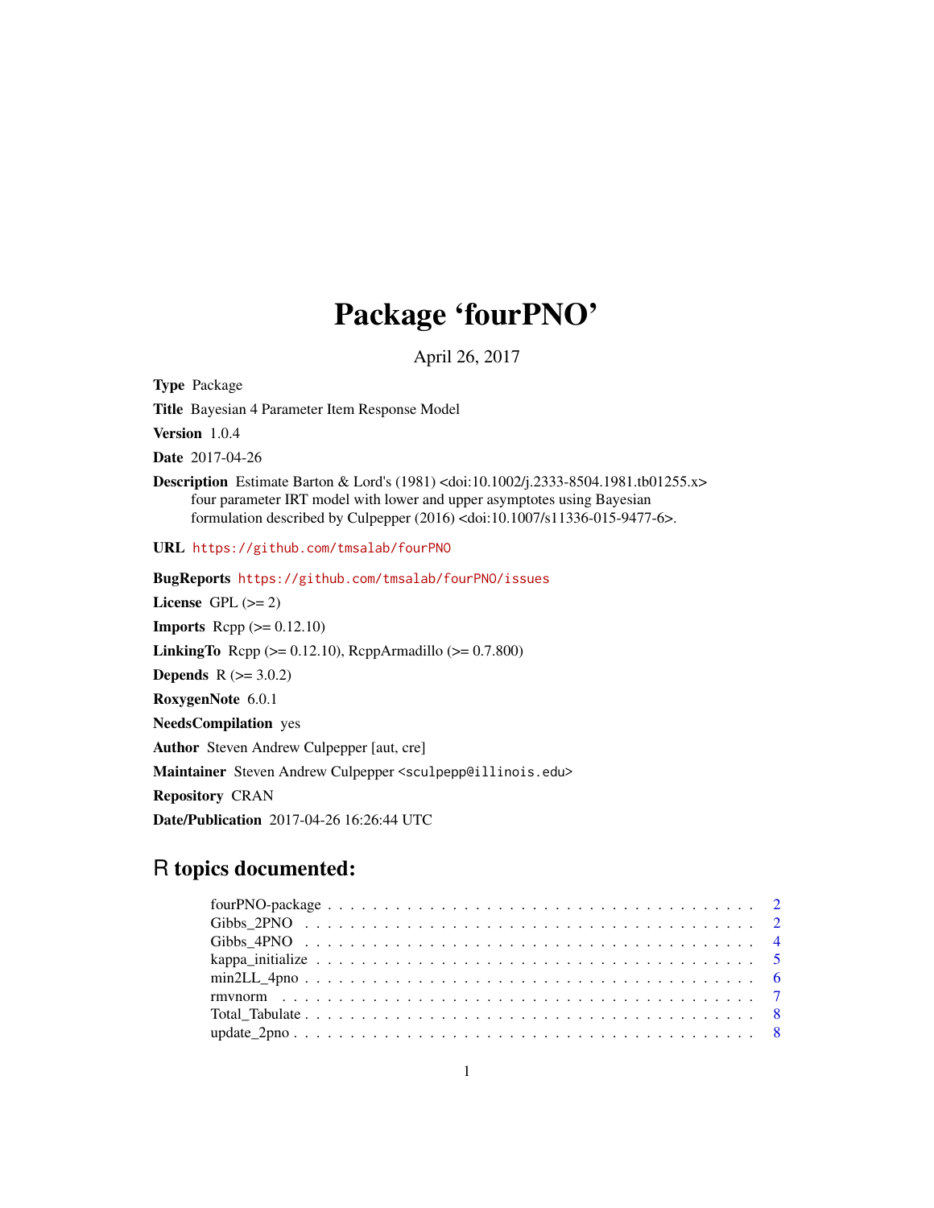# Package 'fourPNO'

April 26, 2017

**Type** Package

**Title** Bayesian 4 Parameter Item Response Model

**Version** 1.0.4

**Date** 2017-04-26

**Description** Estimate Barton & Lord's (1981) <doi:10.1002/j.2333-8504.1981.tb01255.x> four parameter IRT model with lower and upper asymptotes using Bayesian formulation described by Culpepper (2016) <doi:10.1007/s11336-015-9477-6>.

**URL** https://github.com/tmsalab/fourPNO

**BugReports** https://github.com/tmsalab/fourPNO/issues

**License** GPL (>= 2)

**Imports** Rcpp (>= 0.12.10)

**LinkingTo** Rcpp (>= 0.12.10), RcppArmadillo (>= 0.7.800)

**Depends** R (>= 3.0.2)

**RoxygenNote** 6.0.1

**NeedsCompilation** yes

**Author** Steven Andrew Culpepper [aut, cre]

**Maintainer** Steven Andrew Culpepper <sculpepp@illinois.edu>

**Repository** CRAN

**Date/Publication** 2017-04-26 16:26:44 UTC

## R topics documented:

- fourPNO-package . . . . . . . . . . 2
- Gibbs_2PNO . . . . . . . . . . 2
- Gibbs_4PNO . . . . . . . . . . 4
- kappa_initialize . . . . . . . . . . 5
- min2LL_4pno . . . . . . . . . . 6
- rmvnorm . . . . . . . . . . 7
- Total_Tabulate . . . . . . . . . . 8
- update_2pno . . . . . . . . . . 8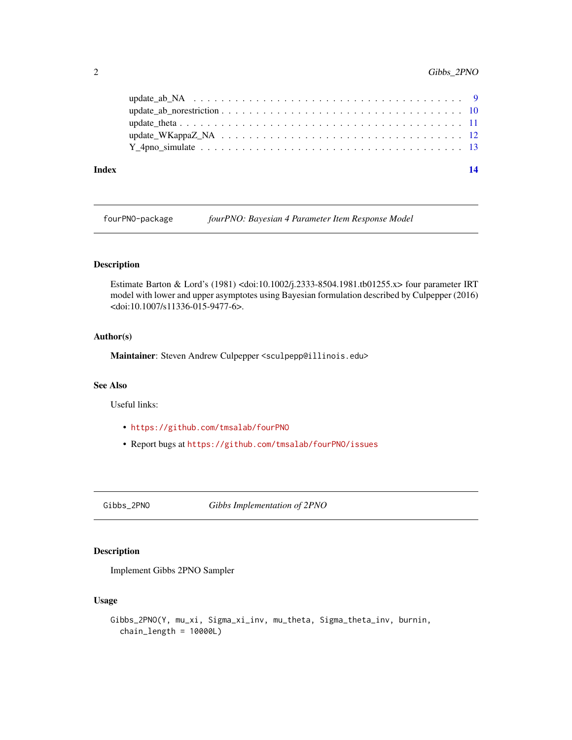update_ab_NA . . . . . . . . . . . . . . . . . . . . . . . . . . . . . . . . . . . . . 9
update_ab_norestriction . . . . . . . . . . . . . . . . . . . . . . . . . . . . . . . . 10
update_theta . . . . . . . . . . . . . . . . . . . . . . . . . . . . . . . . . . . . . 11
update_WKappaZ_NA . . . . . . . . . . . . . . . . . . . . . . . . . . . . . . . . . . 12
Y_4pno_simulate . . . . . . . . . . . . . . . . . . . . . . . . . . . . . . . . . . . 13

**Index** **14**

---

`fourPNO-package` *fourPNO: Bayesian 4 Parameter Item Response Model*

---

### Description

Estimate Barton & Lord's (1981) <doi:10.1002/j.2333-8504.1981.tb01255.x> four parameter IRT model with lower and upper asymptotes using Bayesian formulation described by Culpepper (2016) <doi:10.1007/s11336-015-9477-6>.

### Author(s)

**Maintainer**: Steven Andrew Culpepper <sculpepp@illinois.edu>

### See Also

Useful links:

- https://github.com/tmsalab/fourPNO
- Report bugs at https://github.com/tmsalab/fourPNO/issues

---

`Gibbs_2PNO` *Gibbs Implementation of 2PNO*

---

### Description

Implement Gibbs 2PNO Sampler

### Usage

```
Gibbs_2PNO(Y, mu_xi, Sigma_xi_inv, mu_theta, Sigma_theta_inv, burnin,
  chain_length = 10000L)
```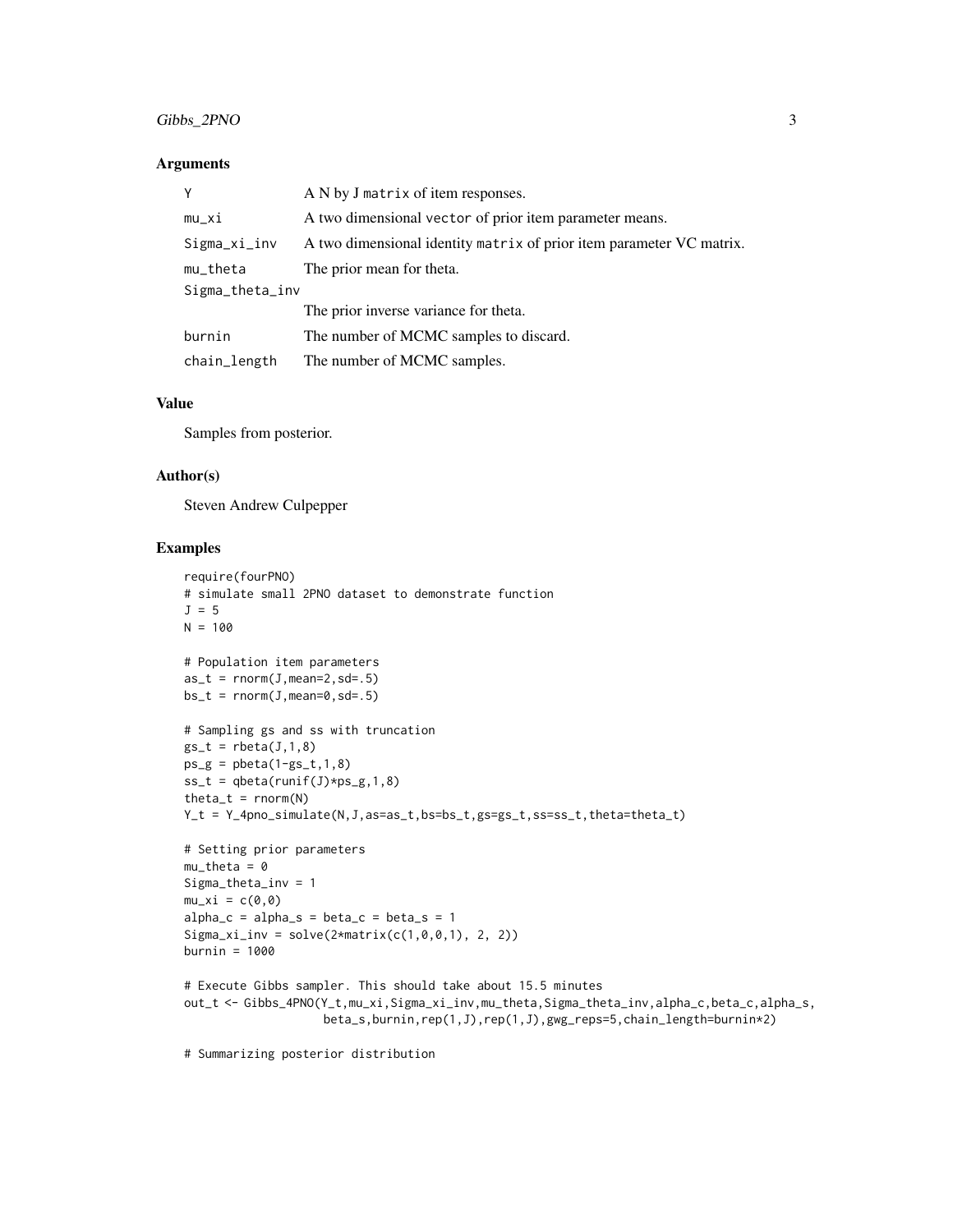### Arguments

| | |
|---|---|
| Y | A N by J `matrix` of item responses. |
| mu_xi | A two dimensional `vector` of prior item parameter means. |
| Sigma_xi_inv | A two dimensional identity `matrix` of prior item parameter VC matrix. |
| mu_theta | The prior mean for theta. |
| Sigma_theta_inv | The prior inverse variance for theta. |
| burnin | The number of MCMC samples to discard. |
| chain_length | The number of MCMC samples. |

### Value

Samples from posterior.

### Author(s)

Steven Andrew Culpepper

### Examples

```
require(fourPNO)
# simulate small 2PNO dataset to demonstrate function
J = 5
N = 100

# Population item parameters
as_t = rnorm(J,mean=2,sd=.5)
bs_t = rnorm(J,mean=0,sd=.5)

# Sampling gs and ss with truncation
gs_t = rbeta(J,1,8)
ps_g = pbeta(1-gs_t,1,8)
ss_t = qbeta(runif(J)*ps_g,1,8)
theta_t = rnorm(N)
Y_t = Y_4pno_simulate(N,J,as=as_t,bs=bs_t,gs=gs_t,ss=ss_t,theta=theta_t)

# Setting prior parameters
mu_theta = 0
Sigma_theta_inv = 1
mu_xi = c(0,0)
alpha_c = alpha_s = beta_c = beta_s = 1
Sigma_xi_inv = solve(2*matrix(c(1,0,0,1), 2, 2))
burnin = 1000

# Execute Gibbs sampler. This should take about 15.5 minutes
out_t <- Gibbs_4PNO(Y_t,mu_xi,Sigma_xi_inv,mu_theta,Sigma_theta_inv,alpha_c,beta_c,alpha_s,
                    beta_s,burnin,rep(1,J),rep(1,J),gwg_reps=5,chain_length=burnin*2)

# Summarizing posterior distribution
```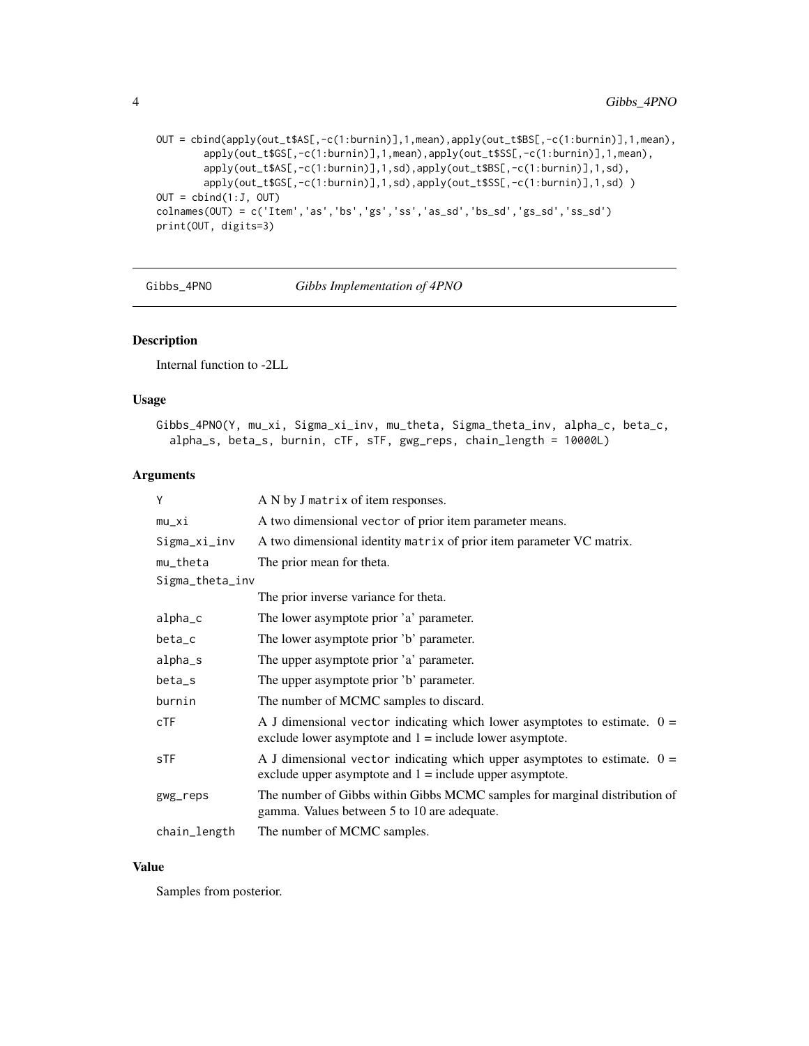```
OUT = cbind(apply(out_t$AS[,-c(1:burnin)],1,mean),apply(out_t$BS[,-c(1:burnin)],1,mean),
        apply(out_t$GS[,-c(1:burnin)],1,mean),apply(out_t$SS[,-c(1:burnin)],1,mean),
        apply(out_t$AS[,-c(1:burnin)],1,sd),apply(out_t$BS[,-c(1:burnin)],1,sd),
        apply(out_t$GS[,-c(1:burnin)],1,sd),apply(out_t$SS[,-c(1:burnin)],1,sd) )
OUT = cbind(1:J, OUT)
colnames(OUT) = c('Item','as','bs','gs','ss','as_sd','bs_sd','gs_sd','ss_sd')
print(OUT, digits=3)
```

---

## Gibbs_4PNO — *Gibbs Implementation of 4PNO*

### Description

Internal function to -2LL

### Usage

```
Gibbs_4PNO(Y, mu_xi, Sigma_xi_inv, mu_theta, Sigma_theta_inv, alpha_c, beta_c,
  alpha_s, beta_s, burnin, cTF, sTF, gwg_reps, chain_length = 10000L)
```

### Arguments

| | |
|---|---|
| Y | A N by J matrix of item responses. |
| mu_xi | A two dimensional vector of prior item parameter means. |
| Sigma_xi_inv | A two dimensional identity matrix of prior item parameter VC matrix. |
| mu_theta | The prior mean for theta. |
| Sigma_theta_inv | The prior inverse variance for theta. |
| alpha_c | The lower asymptote prior 'a' parameter. |
| beta_c | The lower asymptote prior 'b' parameter. |
| alpha_s | The upper asymptote prior 'a' parameter. |
| beta_s | The upper asymptote prior 'b' parameter. |
| burnin | The number of MCMC samples to discard. |
| cTF | A J dimensional vector indicating which lower asymptotes to estimate. 0 = exclude lower asymptote and 1 = include lower asymptote. |
| sTF | A J dimensional vector indicating which upper asymptotes to estimate. 0 = exclude upper asymptote and 1 = include upper asymptote. |
| gwg_reps | The number of Gibbs within Gibbs MCMC samples for marginal distribution of gamma. Values between 5 to 10 are adequate. |
| chain_length | The number of MCMC samples. |

### Value

Samples from posterior.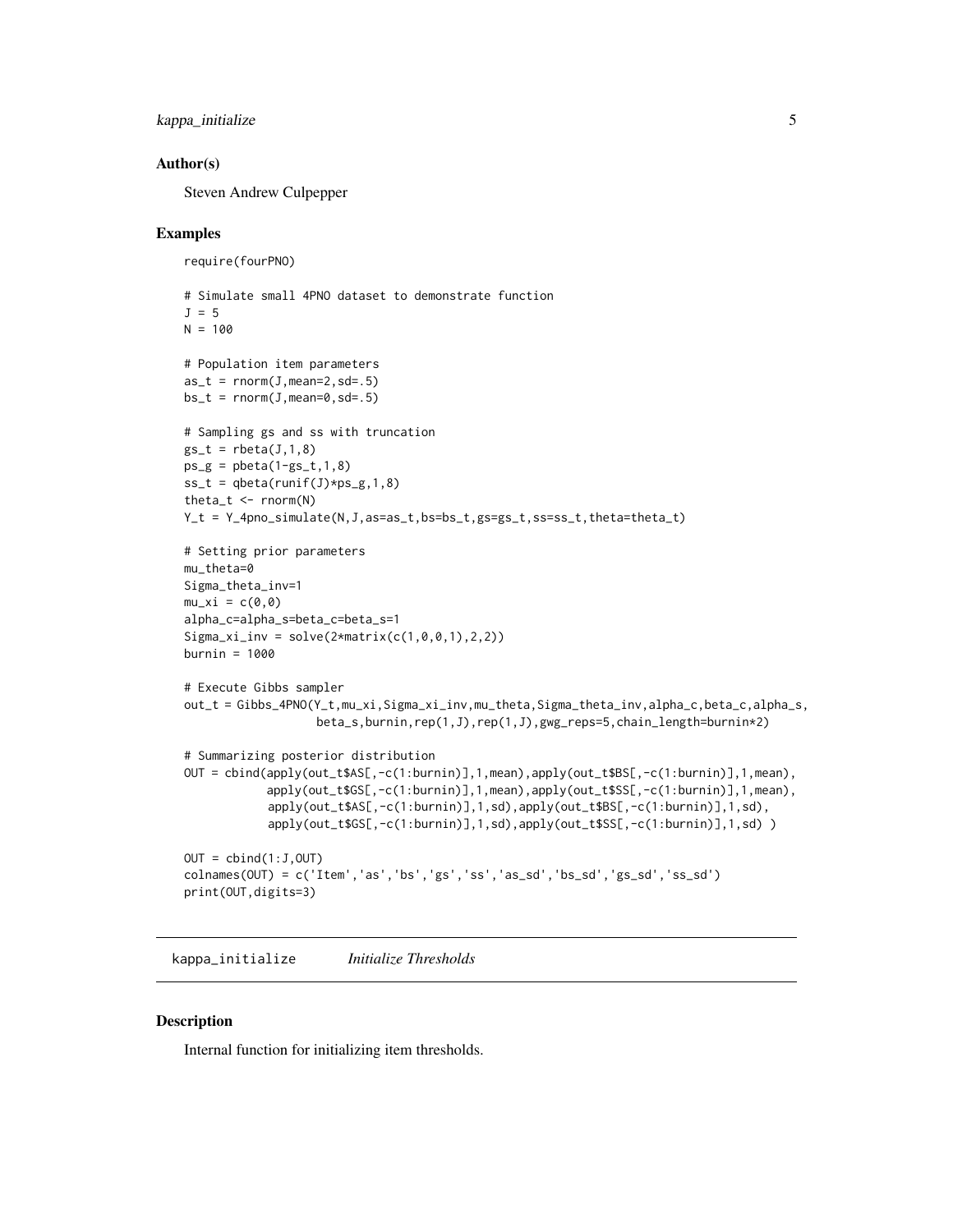## Author(s)

Steven Andrew Culpepper

## Examples

```
require(fourPNO)

# Simulate small 4PNO dataset to demonstrate function
J = 5
N = 100

# Population item parameters
as_t = rnorm(J,mean=2,sd=.5)
bs_t = rnorm(J,mean=0,sd=.5)

# Sampling gs and ss with truncation
gs_t = rbeta(J,1,8)
ps_g = pbeta(1-gs_t,1,8)
ss_t = qbeta(runif(J)*ps_g,1,8)
theta_t <- rnorm(N)
Y_t = Y_4pno_simulate(N,J,as=as_t,bs=bs_t,gs=gs_t,ss=ss_t,theta=theta_t)

# Setting prior parameters
mu_theta=0
Sigma_theta_inv=1
mu_xi = c(0,0)
alpha_c=alpha_s=beta_c=beta_s=1
Sigma_xi_inv = solve(2*matrix(c(1,0,0,1),2,2))
burnin = 1000

# Execute Gibbs sampler
out_t = Gibbs_4PNO(Y_t,mu_xi,Sigma_xi_inv,mu_theta,Sigma_theta_inv,alpha_c,beta_c,alpha_s,
                   beta_s,burnin,rep(1,J),rep(1,J),gwg_reps=5,chain_length=burnin*2)

# Summarizing posterior distribution
OUT = cbind(apply(out_t$AS[,-c(1:burnin)],1,mean),apply(out_t$BS[,-c(1:burnin)],1,mean),
            apply(out_t$GS[,-c(1:burnin)],1,mean),apply(out_t$SS[,-c(1:burnin)],1,mean),
            apply(out_t$AS[,-c(1:burnin)],1,sd),apply(out_t$BS[,-c(1:burnin)],1,sd),
            apply(out_t$GS[,-c(1:burnin)],1,sd),apply(out_t$SS[,-c(1:burnin)],1,sd) )

OUT = cbind(1:J,OUT)
colnames(OUT) = c('Item','as','bs','gs','ss','as_sd','bs_sd','gs_sd','ss_sd')
print(OUT,digits=3)
```

---

kappa_initialize    *Initialize Thresholds*

---

## Description

Internal function for initializing item thresholds.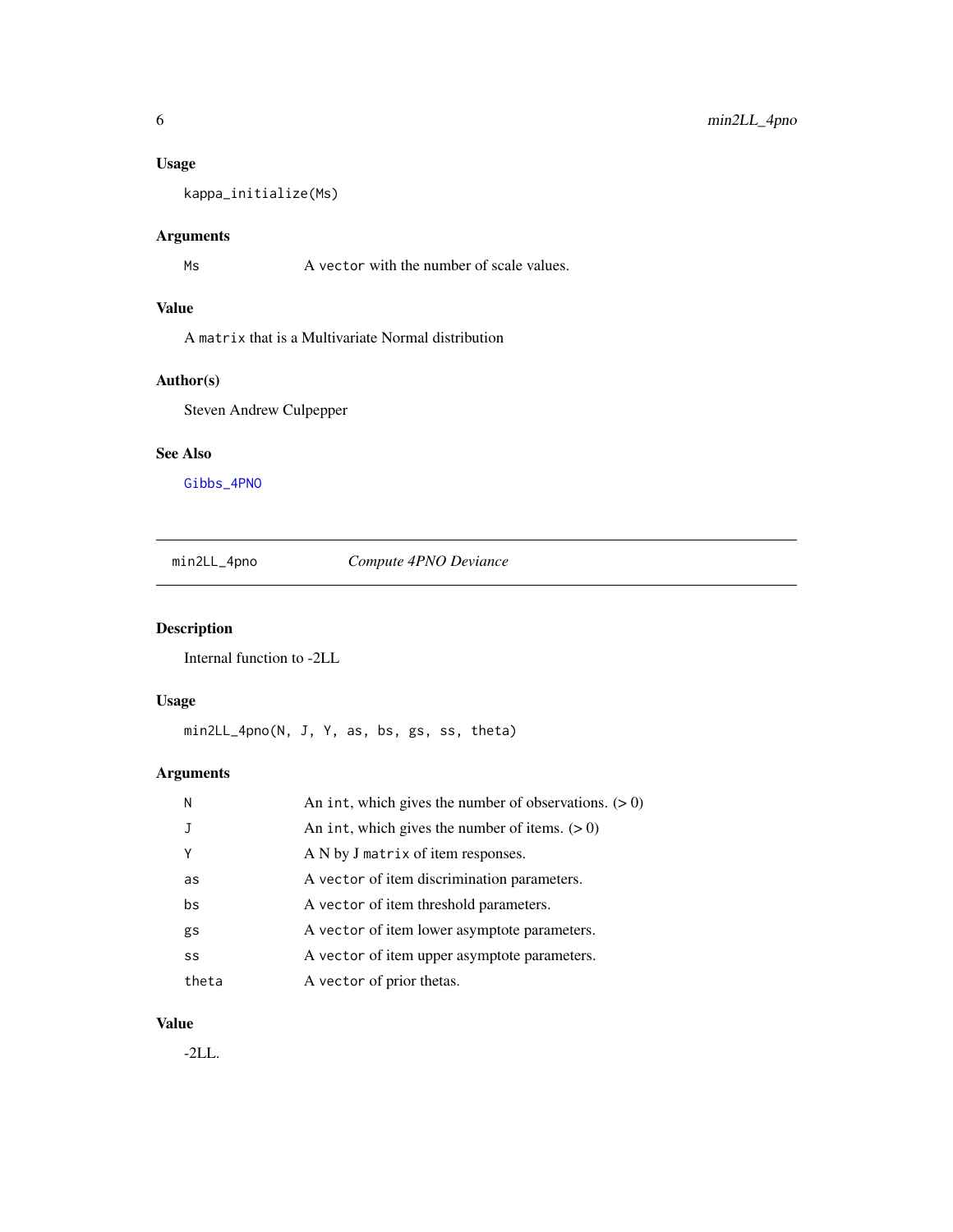### Usage

```
kappa_initialize(Ms)
```

### Arguments

| | |
|---|---|
| Ms | A vector with the number of scale values. |

### Value

A matrix that is a Multivariate Normal distribution

### Author(s)

Steven Andrew Culpepper

### See Also

Gibbs_4PNO

---

## min2LL_4pno *Compute 4PNO Deviance*

### Description

Internal function to -2LL

### Usage

```
min2LL_4pno(N, J, Y, as, bs, gs, ss, theta)
```

### Arguments

| | |
|---|---|
| N | An int, which gives the number of observations. (> 0) |
| J | An int, which gives the number of items. (> 0) |
| Y | A N by J matrix of item responses. |
| as | A vector of item discrimination parameters. |
| bs | A vector of item threshold parameters. |
| gs | A vector of item lower asymptote parameters. |
| ss | A vector of item upper asymptote parameters. |
| theta | A vector of prior thetas. |

### Value

-2LL.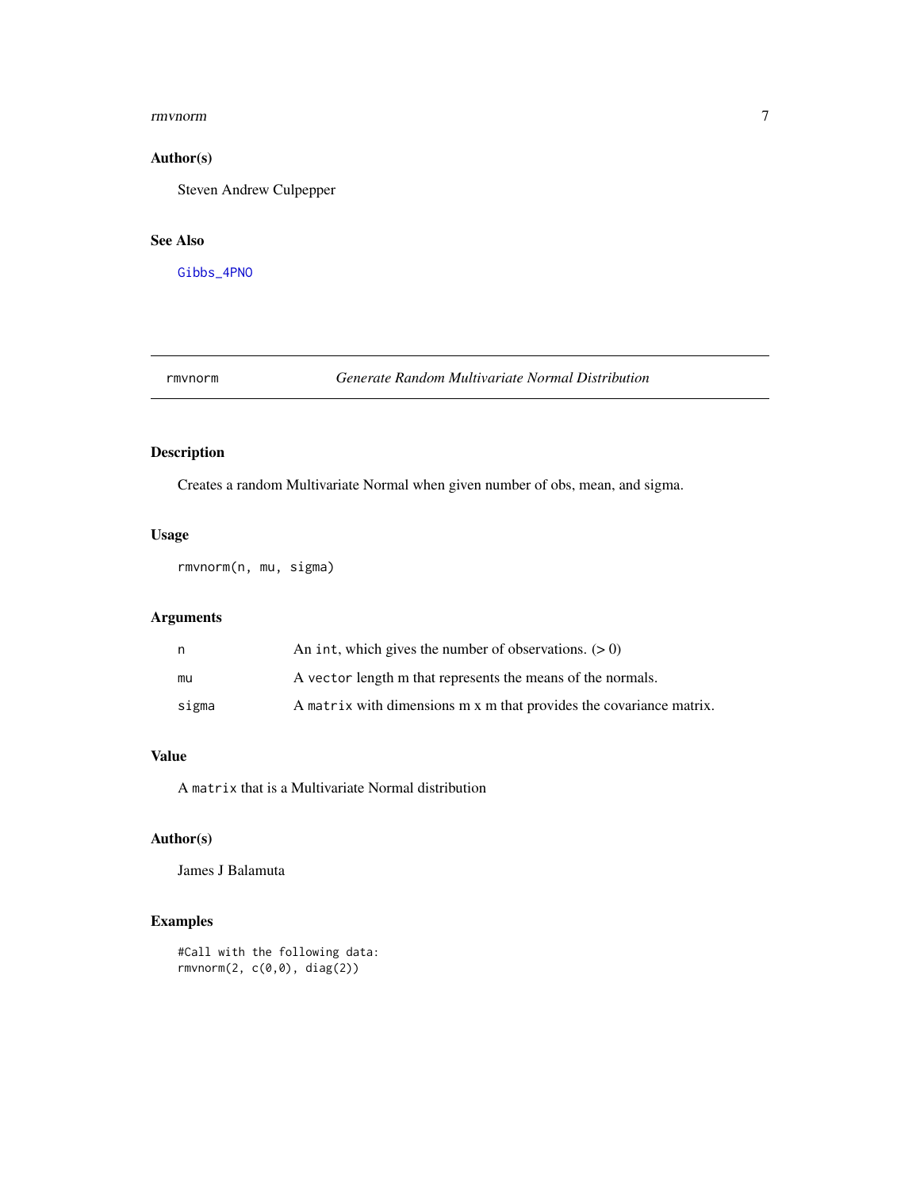## Author(s)

Steven Andrew Culpepper

## See Also

Gibbs_4PNO

---

# rmvnorm — *Generate Random Multivariate Normal Distribution*

## Description

Creates a random Multivariate Normal when given number of obs, mean, and sigma.

## Usage

```
rmvnorm(n, mu, sigma)
```

## Arguments

| | |
|---|---|
| n | An `int`, which gives the number of observations. (> 0) |
| mu | A `vector` length m that represents the means of the normals. |
| sigma | A `matrix` with dimensions m x m that provides the covariance matrix. |

## Value

A `matrix` that is a Multivariate Normal distribution

## Author(s)

James J Balamuta

## Examples

```
#Call with the following data:
rmvnorm(2, c(0,0), diag(2))
```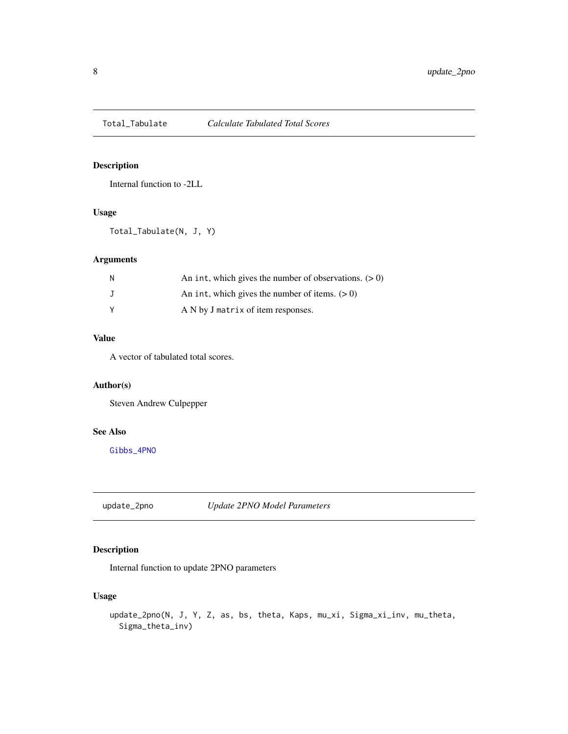## Total_Tabulate *Calculate Tabulated Total Scores*

### Description

Internal function to -2LL

### Usage

```
Total_Tabulate(N, J, Y)
```

### Arguments

| | |
|---|---|
| N | An `int`, which gives the number of observations. (> 0) |
| J | An `int`, which gives the number of items. (> 0) |
| Y | A N by J `matrix` of item responses. |

### Value

A vector of tabulated total scores.

### Author(s)

Steven Andrew Culpepper

### See Also

Gibbs_4PNO

## update_2pno *Update 2PNO Model Parameters*

### Description

Internal function to update 2PNO parameters

### Usage

```
update_2pno(N, J, Y, Z, as, bs, theta, Kaps, mu_xi, Sigma_xi_inv, mu_theta,
  Sigma_theta_inv)
```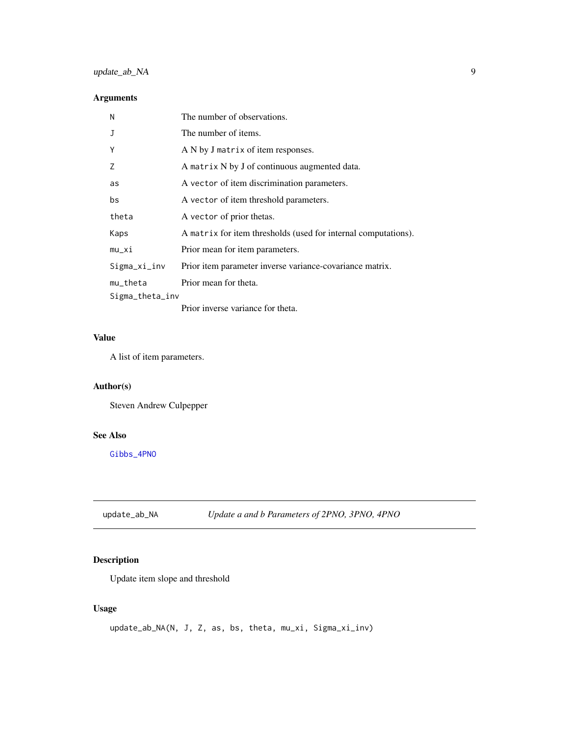## Arguments

| | |
|---|---|
| `N` | The number of observations. |
| `J` | The number of items. |
| `Y` | A N by J `matrix` of item responses. |
| `Z` | A `matrix` N by J of continuous augmented data. |
| `as` | A `vector` of item discrimination parameters. |
| `bs` | A `vector` of item threshold parameters. |
| `theta` | A `vector` of prior thetas. |
| `Kaps` | A `matrix` for item thresholds (used for internal computations). |
| `mu_xi` | Prior mean for item parameters. |
| `Sigma_xi_inv` | Prior item parameter inverse variance-covariance matrix. |
| `mu_theta` | Prior mean for theta. |
| `Sigma_theta_inv` | Prior inverse variance for theta. |

## Value

A list of item parameters.

## Author(s)

Steven Andrew Culpepper

## See Also

`Gibbs_4PNO`

---

# `update_ab_NA` *Update a and b Parameters of 2PNO, 3PNO, 4PNO*

## Description

Update item slope and threshold

## Usage

```
update_ab_NA(N, J, Z, as, bs, theta, mu_xi, Sigma_xi_inv)
```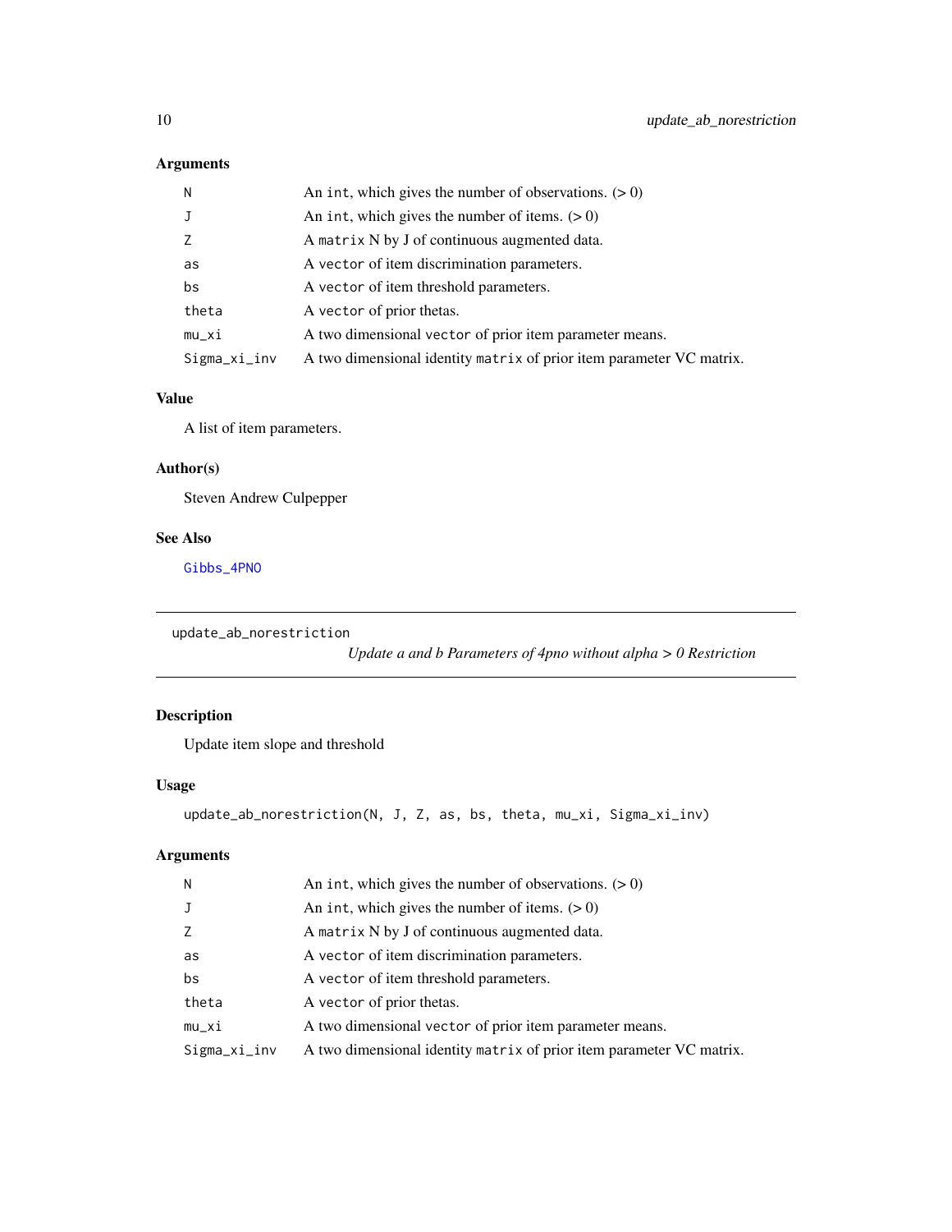### Arguments

| | |
|---|---|
| N | An `int`, which gives the number of observations. (> 0) |
| J | An `int`, which gives the number of items. (> 0) |
| Z | A `matrix` N by J of continuous augmented data. |
| as | A `vector` of item discrimination parameters. |
| bs | A `vector` of item threshold parameters. |
| theta | A `vector` of prior thetas. |
| mu_xi | A two dimensional `vector` of prior item parameter means. |
| Sigma_xi_inv | A two dimensional identity `matrix` of prior item parameter VC matrix. |

### Value

A list of item parameters.

### Author(s)

Steven Andrew Culpepper

### See Also

Gibbs_4PNO

---

## update_ab_norestriction

*Update a and b Parameters of 4pno without alpha > 0 Restriction*

---

### Description

Update item slope and threshold

### Usage

```
update_ab_norestriction(N, J, Z, as, bs, theta, mu_xi, Sigma_xi_inv)
```

### Arguments

| | |
|---|---|
| N | An `int`, which gives the number of observations. (> 0) |
| J | An `int`, which gives the number of items. (> 0) |
| Z | A `matrix` N by J of continuous augmented data. |
| as | A `vector` of item discrimination parameters. |
| bs | A `vector` of item threshold parameters. |
| theta | A `vector` of prior thetas. |
| mu_xi | A two dimensional `vector` of prior item parameter means. |
| Sigma_xi_inv | A two dimensional identity `matrix` of prior item parameter VC matrix. |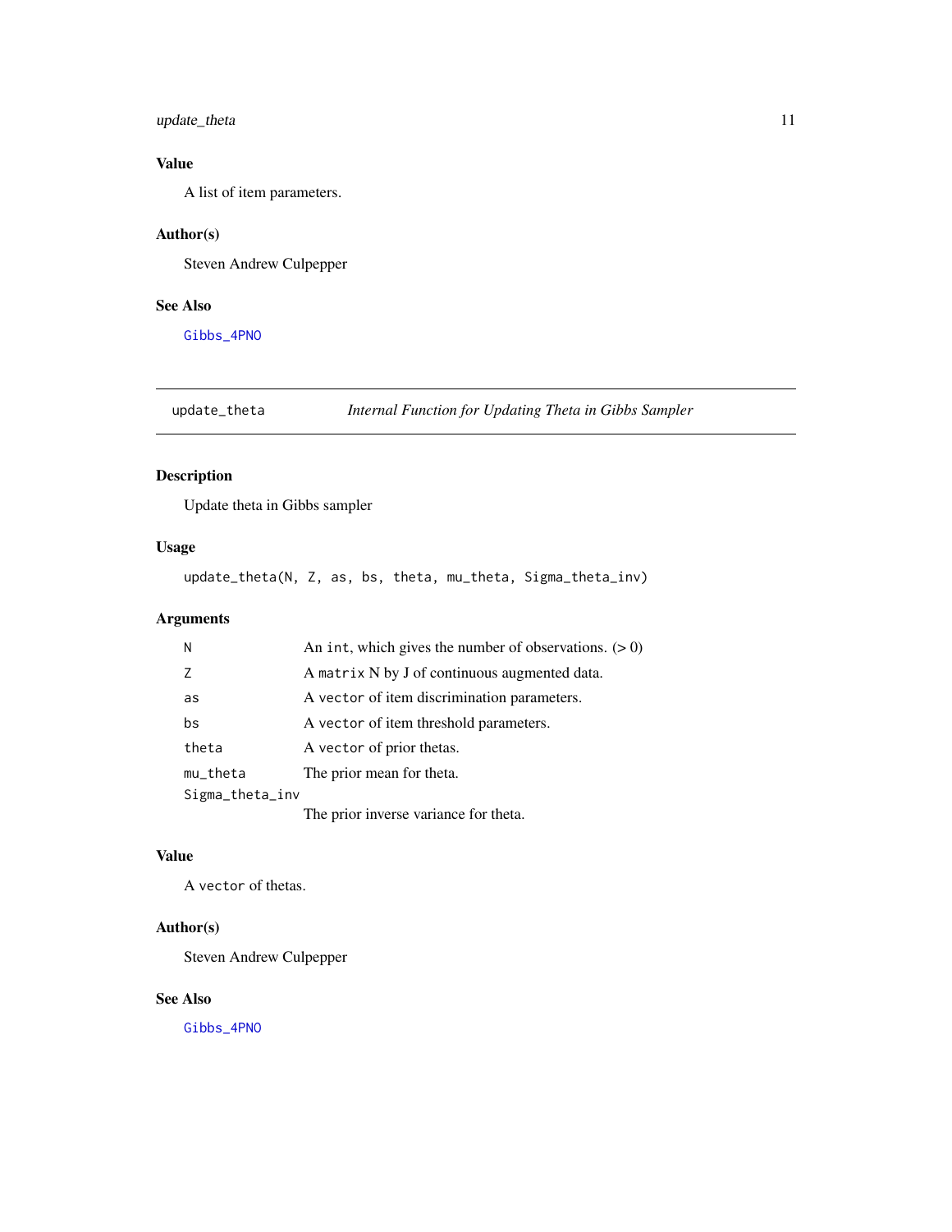## Value

A list of item parameters.

## Author(s)

Steven Andrew Culpepper

## See Also

Gibbs_4PNO

---

# update_theta — *Internal Function for Updating Theta in Gibbs Sampler*

## Description

Update theta in Gibbs sampler

## Usage

```
update_theta(N, Z, as, bs, theta, mu_theta, Sigma_theta_inv)
```

## Arguments

| | |
|---|---|
| N | An `int`, which gives the number of observations. (> 0) |
| Z | A `matrix` N by J of continuous augmented data. |
| as | A `vector` of item discrimination parameters. |
| bs | A `vector` of item threshold parameters. |
| theta | A `vector` of prior thetas. |
| mu_theta | The prior mean for theta. |
| Sigma_theta_inv | The prior inverse variance for theta. |

## Value

A `vector` of thetas.

## Author(s)

Steven Andrew Culpepper

## See Also

Gibbs_4PNO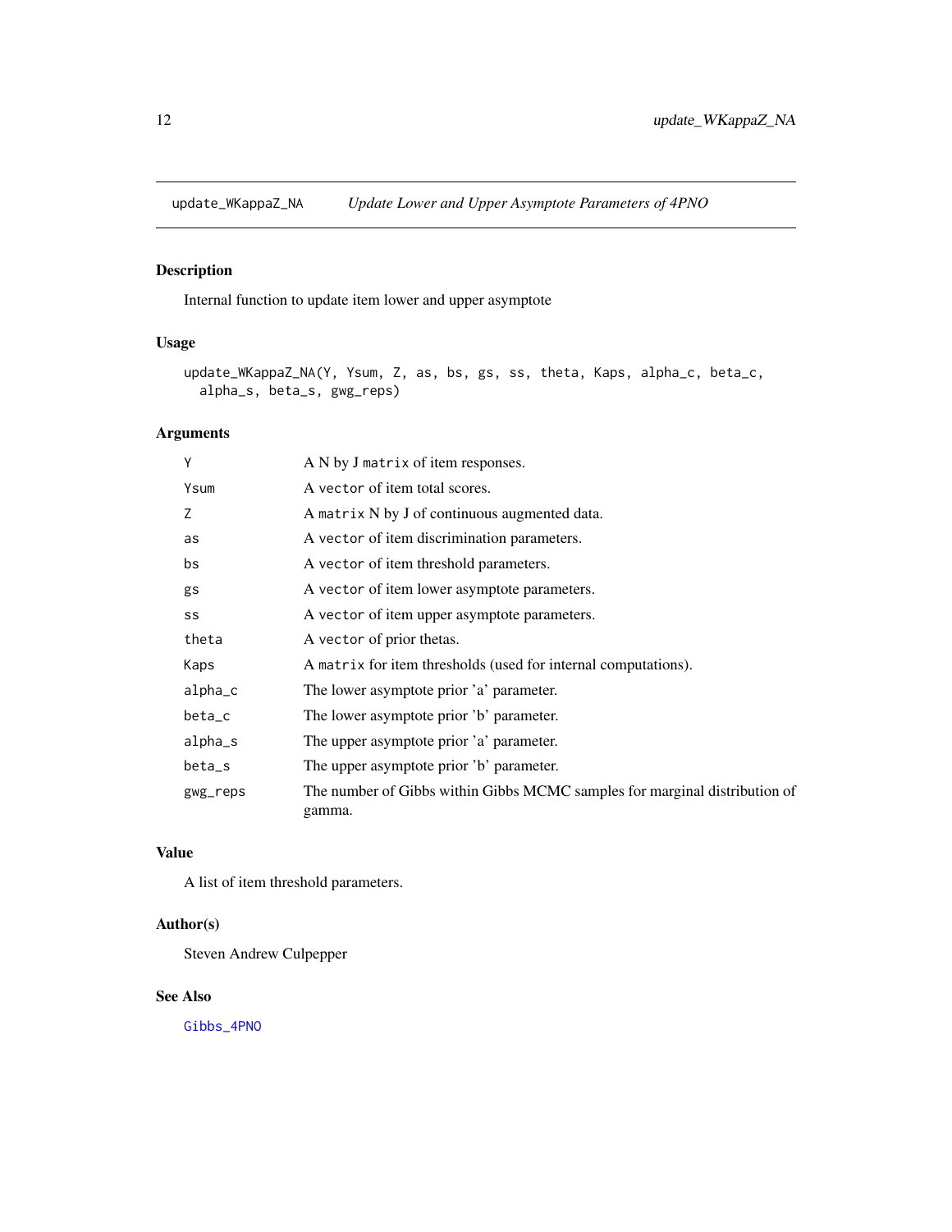# update_WKappaZ_NA

*Update Lower and Upper Asymptote Parameters of 4PNO*

## Description

Internal function to update item lower and upper asymptote

## Usage

```
update_WKappaZ_NA(Y, Ysum, Z, as, bs, gs, ss, theta, Kaps, alpha_c, beta_c,
  alpha_s, beta_s, gwg_reps)
```

## Arguments

| | |
|---|---|
| Y | A N by J matrix of item responses. |
| Ysum | A vector of item total scores. |
| Z | A matrix N by J of continuous augmented data. |
| as | A vector of item discrimination parameters. |
| bs | A vector of item threshold parameters. |
| gs | A vector of item lower asymptote parameters. |
| ss | A vector of item upper asymptote parameters. |
| theta | A vector of prior thetas. |
| Kaps | A matrix for item thresholds (used for internal computations). |
| alpha_c | The lower asymptote prior 'a' parameter. |
| beta_c | The lower asymptote prior 'b' parameter. |
| alpha_s | The upper asymptote prior 'a' parameter. |
| beta_s | The upper asymptote prior 'b' parameter. |
| gwg_reps | The number of Gibbs within Gibbs MCMC samples for marginal distribution of gamma. |

## Value

A list of item threshold parameters.

## Author(s)

Steven Andrew Culpepper

## See Also

Gibbs_4PNO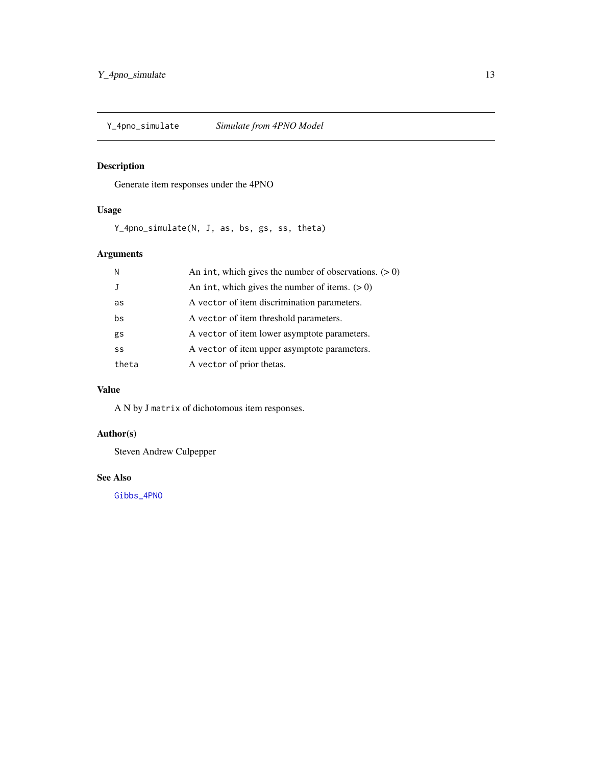# Y_4pno_simulate *Simulate from 4PNO Model*

## Description

Generate item responses under the 4PNO

## Usage

```
Y_4pno_simulate(N, J, as, bs, gs, ss, theta)
```

## Arguments

| | |
|---|---|
| N | An `int`, which gives the number of observations. (> 0) |
| J | An `int`, which gives the number of items. (> 0) |
| as | A `vector` of item discrimination parameters. |
| bs | A `vector` of item threshold parameters. |
| gs | A `vector` of item lower asymptote parameters. |
| ss | A `vector` of item upper asymptote parameters. |
| theta | A `vector` of prior thetas. |

## Value

A N by J `matrix` of dichotomous item responses.

## Author(s)

Steven Andrew Culpepper

## See Also

`Gibbs_4PNO`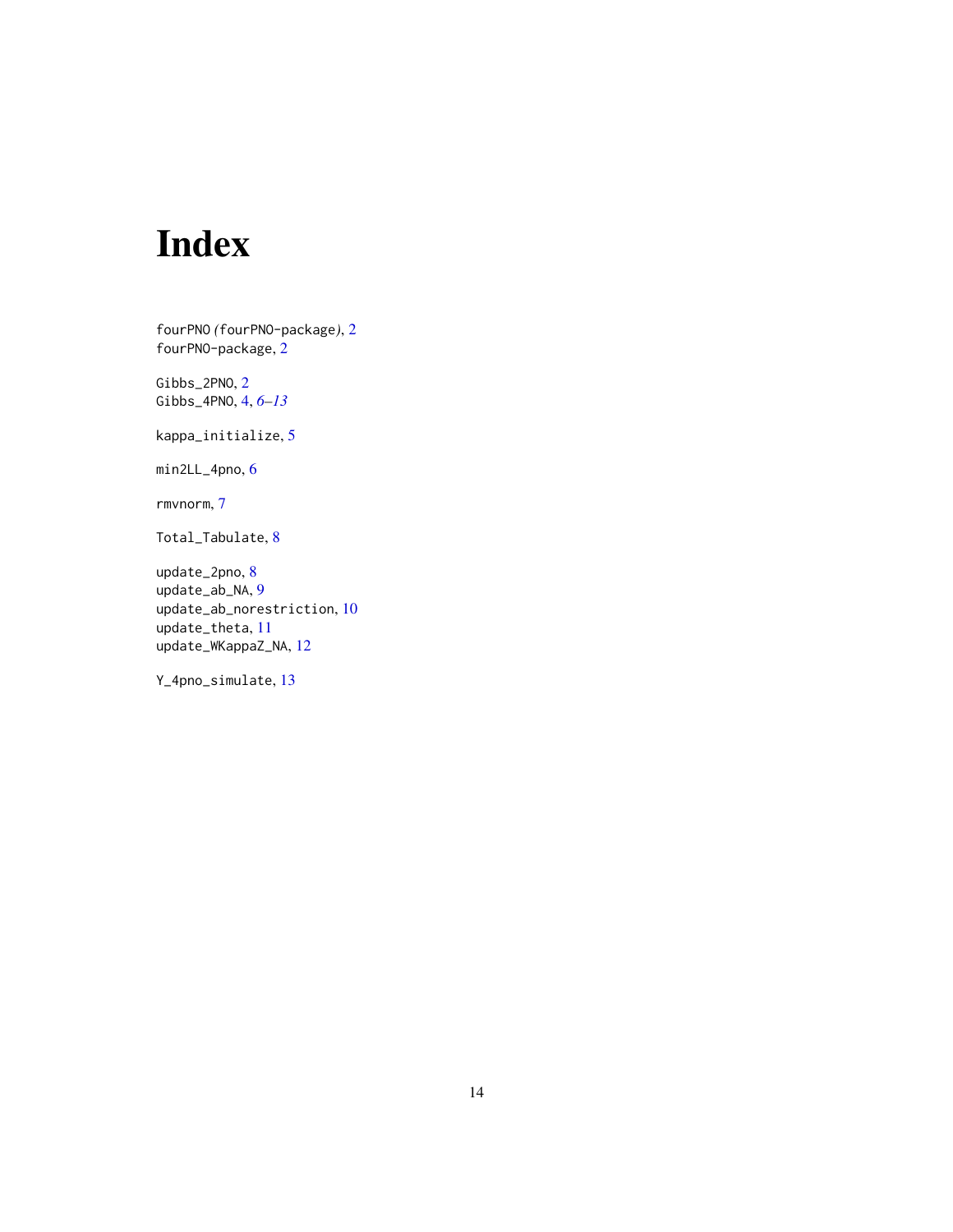# Index

fourPNO (fourPNO-package), 2
fourPNO-package, 2

Gibbs_2PNO, 2
Gibbs_4PNO, 4, *6–13*

kappa_initialize, 5

min2LL_4pno, 6

rmvnorm, 7

Total_Tabulate, 8

update_2pno, 8
update_ab_NA, 9
update_ab_norestriction, 10
update_theta, 11
update_WKappaZ_NA, 12

Y_4pno_simulate, 13